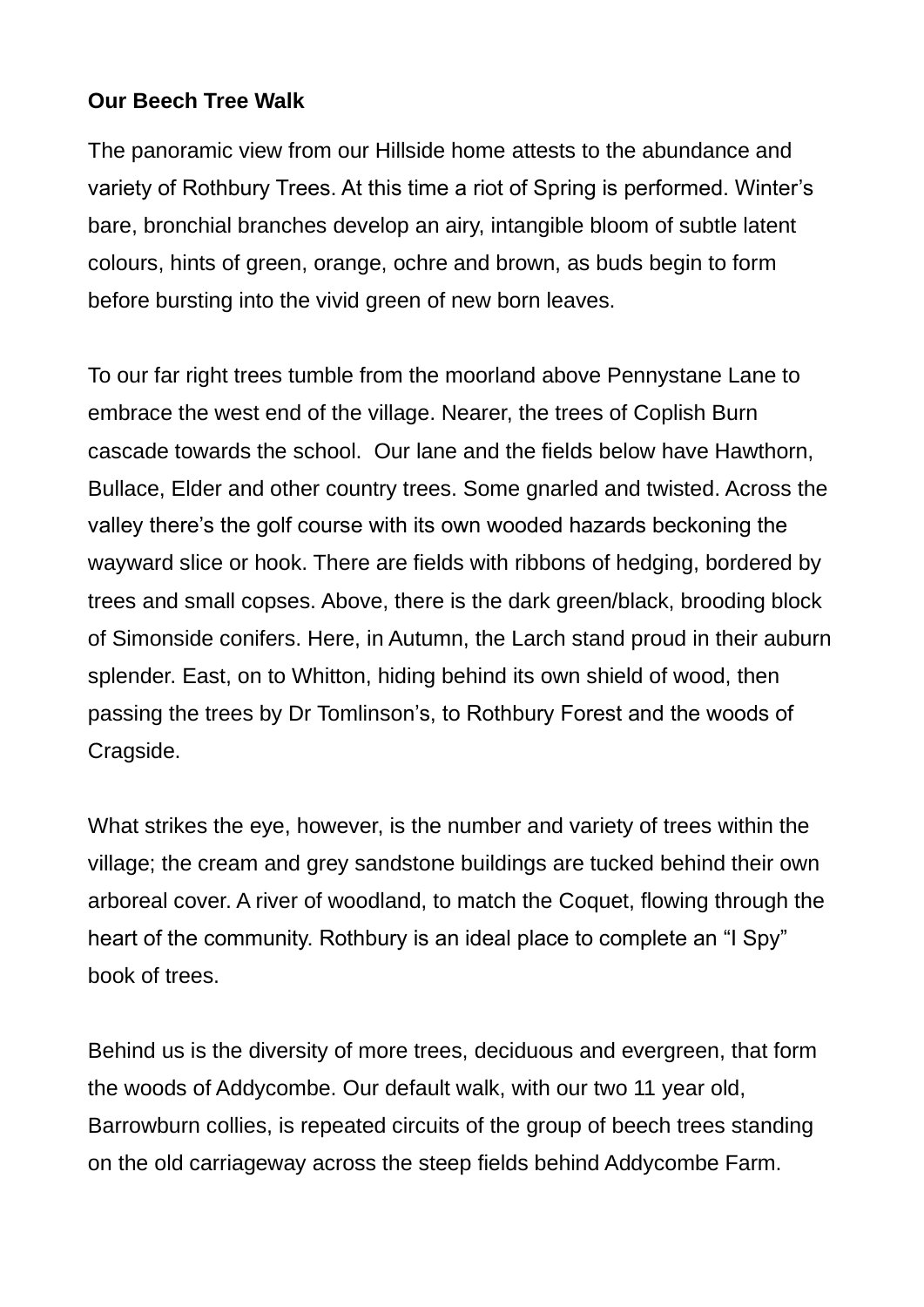**Our Beech Tree Walk**

The panoramic view from our Hillside home attests to the abundance and variety of Rothbury Trees. At this time a riot of Spring is performed. Winter's bare, bronchial branches develop an airy, intangible bloom of subtle latent colours, hints of green, orange, ochre and brown, as buds begin to form before bursting into the vivid green of new born leaves.

To our far right trees tumble from the moorland above Pennystane Lane to embrace the west end of the village. Nearer, the trees of Coplish Burn cascade towards the school. Our lane and the fields below have Hawthorn, Bullace, Elder and other country trees. Some gnarled and twisted. Across the valley there's the golf course with its own wooded hazards beckoning the wayward slice or hook. There are fields with ribbons of hedging, bordered by trees and small copses. Above, there is the dark green/black, brooding block of Simonside conifers. Here, in Autumn, the Larch stand proud in their auburn splender. East, on to Whitton, hiding behind its own shield of wood, then passing the trees by Dr Tomlinson's, to Rothbury Forest and the woods of Cragside.

What strikes the eye, however, is the number and variety of trees within the village; the cream and grey sandstone buildings are tucked behind their own arboreal cover. A river of woodland, to match the Coquet, flowing through the heart of the community. Rothbury is an ideal place to complete an "I Spy" book of trees.

Behind us is the diversity of more trees, deciduous and evergreen, that form the woods of Addycombe. Our default walk, with our two 11 year old, Barrowburn collies, is repeated circuits of the group of beech trees standing on the old carriageway across the steep fields behind Addycombe Farm.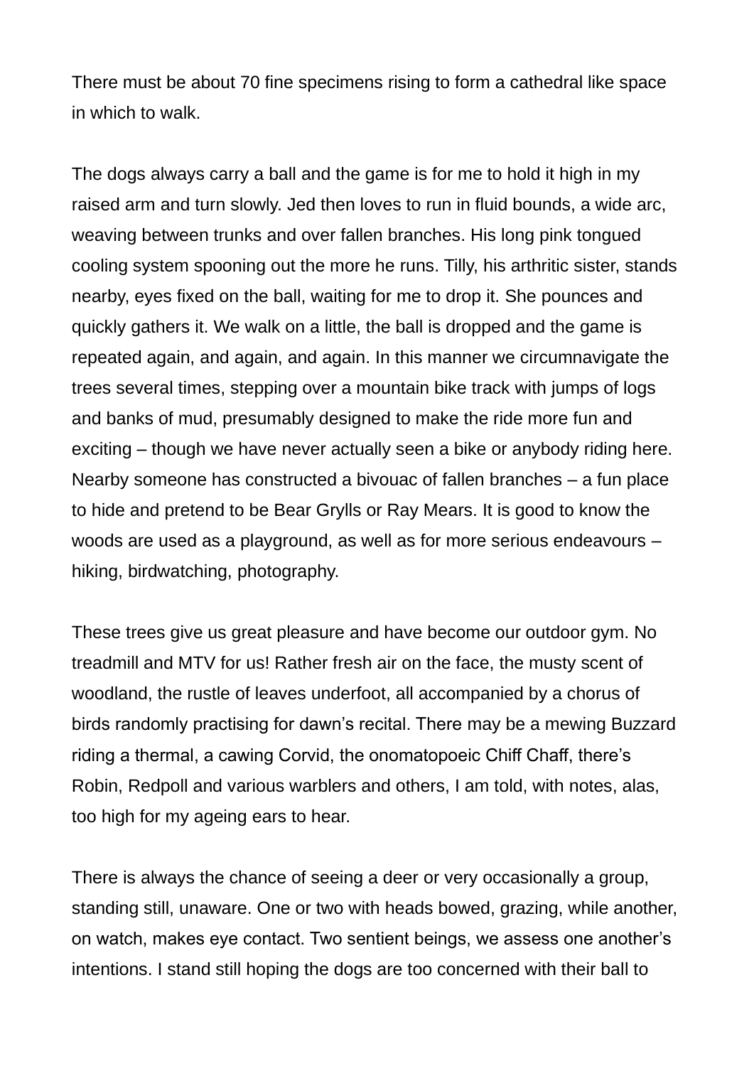There must be about 70 fine specimens rising to form a cathedral like space in which to walk.

The dogs always carry a ball and the game is for me to hold it high in my raised arm and turn slowly. Jed then loves to run in fluid bounds, a wide arc, weaving between trunks and over fallen branches. His long pink tongued cooling system spooning out the more he runs. Tilly, his arthritic sister, stands nearby, eyes fixed on the ball, waiting for me to drop it. She pounces and quickly gathers it. We walk on a little, the ball is dropped and the game is repeated again, and again, and again. In this manner we circumnavigate the trees several times, stepping over a mountain bike track with jumps of logs and banks of mud, presumably designed to make the ride more fun and exciting – though we have never actually seen a bike or anybody riding here. Nearby someone has constructed a bivouac of fallen branches – a fun place to hide and pretend to be Bear Grylls or Ray Mears. It is good to know the woods are used as a playground, as well as for more serious endeavours – hiking, birdwatching, photography.

These trees give us great pleasure and have become our outdoor gym. No treadmill and MTV for us! Rather fresh air on the face, the musty scent of woodland, the rustle of leaves underfoot, all accompanied by a chorus of birds randomly practising for dawn's recital. There may be a mewing Buzzard riding a thermal, a cawing Corvid, the onomatopoeic Chiff Chaff, there's Robin, Redpoll and various warblers and others, I am told, with notes, alas, too high for my ageing ears to hear.

There is always the chance of seeing a deer or very occasionally a group, standing still, unaware. One or two with heads bowed, grazing, while another, on watch, makes eye contact. Two sentient beings, we assess one another's intentions. I stand still hoping the dogs are too concerned with their ball to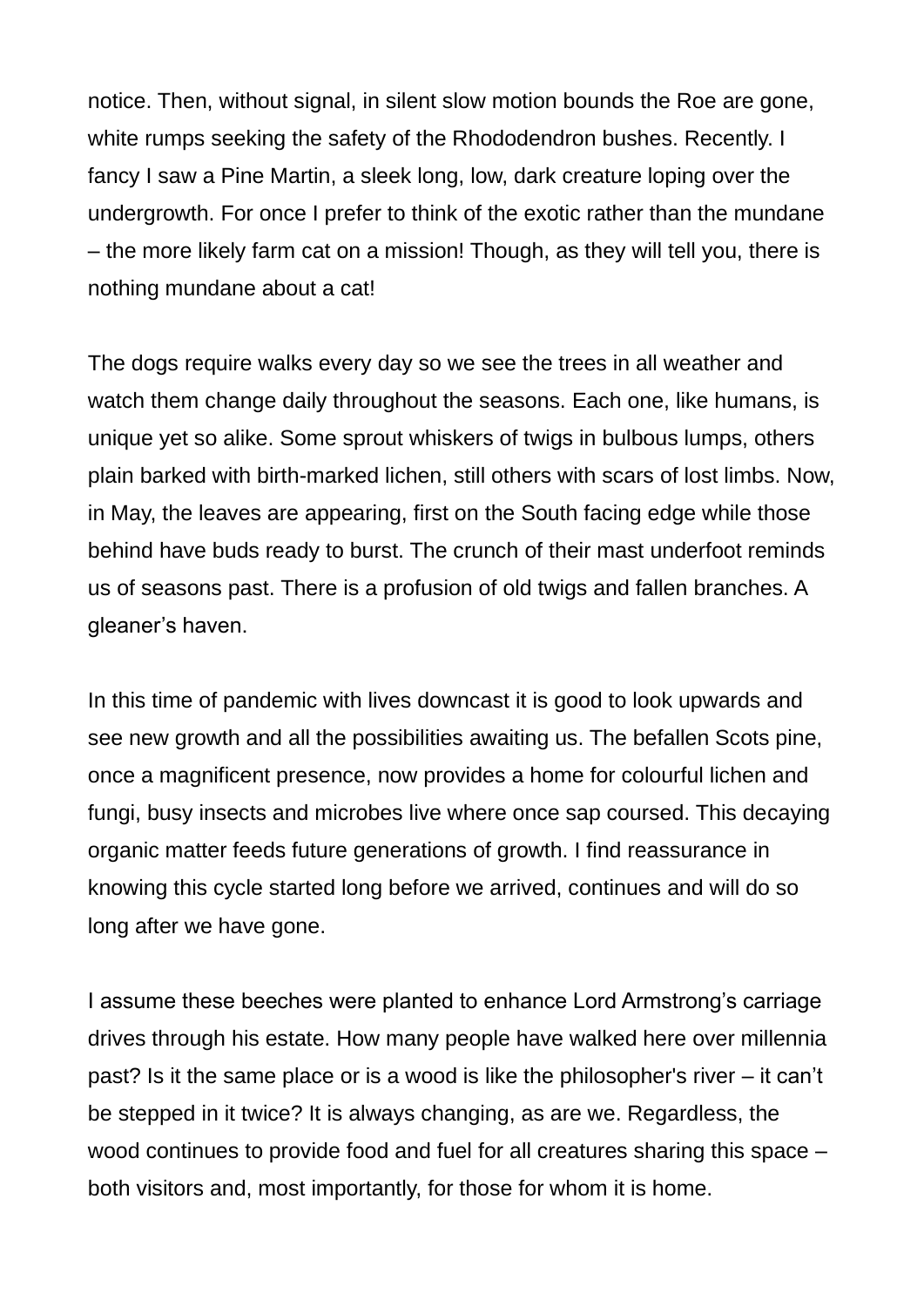notice. Then, without signal, in silent slow motion bounds the Roe are gone, white rumps seeking the safety of the Rhododendron bushes. Recently. I fancy I saw a Pine Martin, a sleek long, low, dark creature loping over the undergrowth. For once I prefer to think of the exotic rather than the mundane – the more likely farm cat on a mission! Though, as they will tell you, there is nothing mundane about a cat!

The dogs require walks every day so we see the trees in all weather and watch them change daily throughout the seasons. Each one, like humans, is unique yet so alike. Some sprout whiskers of twigs in bulbous lumps, others plain barked with birth-marked lichen, still others with scars of lost limbs. Now, in May, the leaves are appearing, first on the South facing edge while those behind have buds ready to burst. The crunch of their mast underfoot reminds us of seasons past. There is a profusion of old twigs and fallen branches. A gleaner's haven.

In this time of pandemic with lives downcast it is good to look upwards and see new growth and all the possibilities awaiting us. The befallen Scots pine, once a magnificent presence, now provides a home for colourful lichen and fungi, busy insects and microbes live where once sap coursed. This decaying organic matter feeds future generations of growth. I find reassurance in knowing this cycle started long before we arrived, continues and will do so long after we have gone.

I assume these beeches were planted to enhance Lord Armstrong's carriage drives through his estate. How many people have walked here over millennia past? Is it the same place or is a wood is like the philosopher's river – it can't be stepped in it twice? It is always changing, as are we. Regardless, the wood continues to provide food and fuel for all creatures sharing this space – both visitors and, most importantly, for those for whom it is home.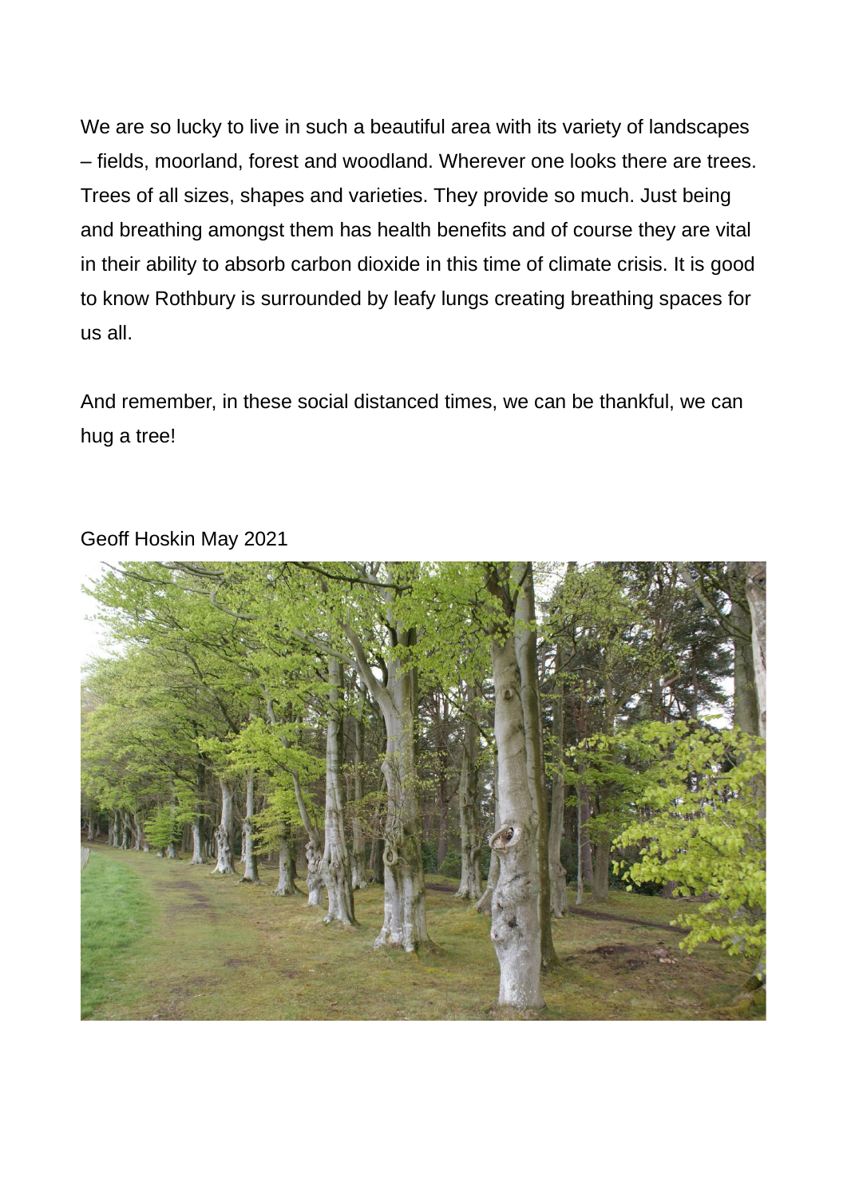We are so lucky to live in such a beautiful area with its variety of landscapes – fields, moorland, forest and woodland. Wherever one looks there are trees. Trees of all sizes, shapes and varieties. They provide so much. Just being and breathing amongst them has health benefits and of course they are vital in their ability to absorb carbon dioxide in this time of climate crisis. It is good to know Rothbury is surrounded by leafy lungs creating breathing spaces for us all.

And remember, in these social distanced times, we can be thankful, we can hug a tree!

Geoff Hoskin May 2021